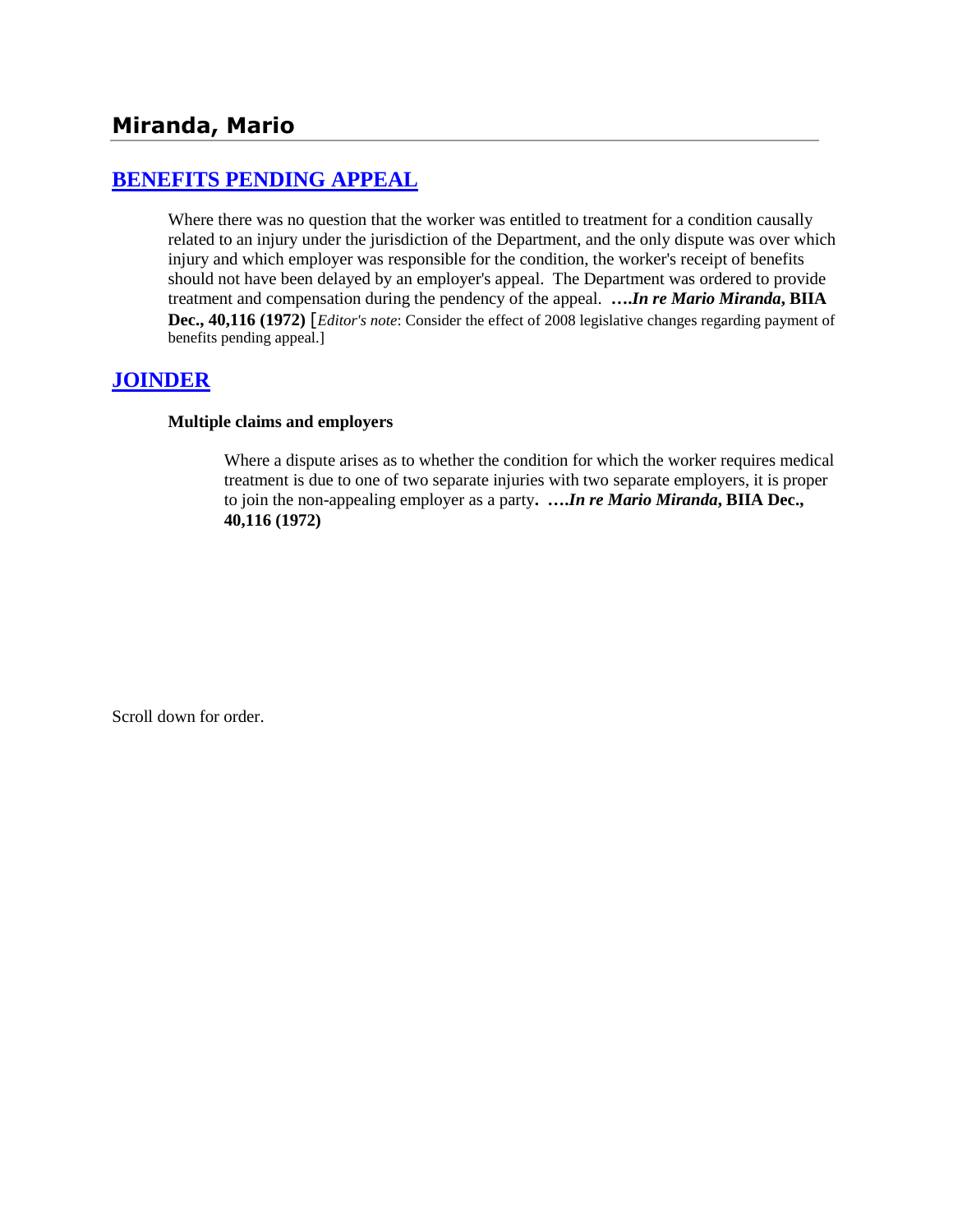## Miranda, Mario

## [BENEFITS PENDING APPEAL]

Where there was no question that the worker was entitled to treatment for a condition causally related to an injury under the jurisdiction of the Department, and the only dispute was over which injury and which employer was responsible for the condition, the worker's receipt of benefits should not have been delayed by an employer's appeal. The Department was ordered to provide treatment and compensation during the pendency of the appeal. **….*In re Mario Miranda*, BIIA Dec., 40,116 (1972)** [*Editor's note*: Consider the effect of 2008 legislative changes regarding payment of benefits pending appeal.]

## [JOINDER]

**Multiple claims and employers**

Where a dispute arises as to whether the condition for which the worker requires medical treatment is due to one of two separate injuries with two separate employers, it is proper to join the non-appealing employer as a party**. ….*In re Mario Miranda*, BIIA Dec., 40,116 (1972)**

Scroll down for order.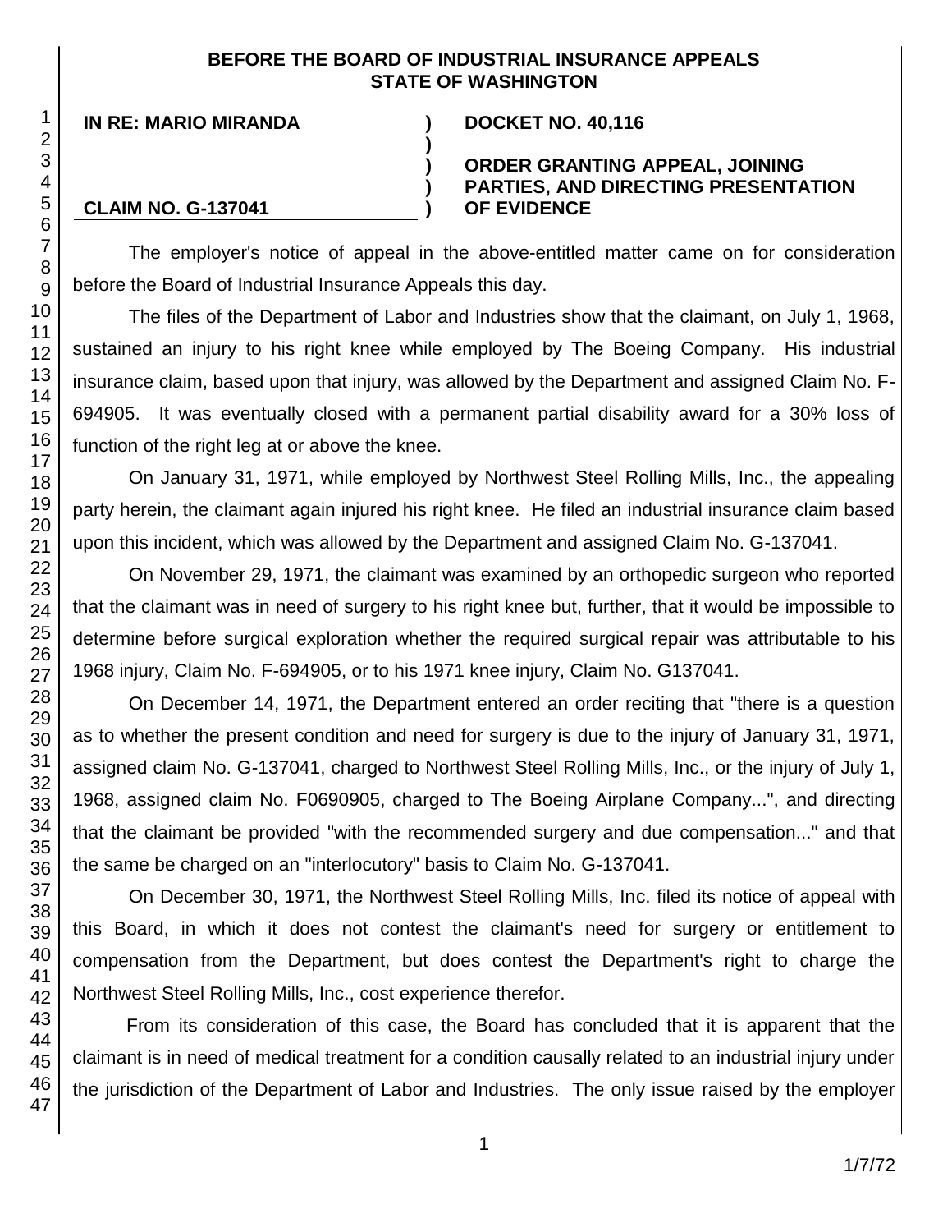**BEFORE THE BOARD OF INDUSTRIAL INSURANCE APPEALS
STATE OF WASHINGTON**

**IN RE: MARIO MIRANDA** ) **DOCKET NO. 40,116**
)
) **ORDER GRANTING APPEAL, JOINING**
) **PARTIES, AND DIRECTING PRESENTATION**
**CLAIM NO. G-137041** ) **OF EVIDENCE**

The employer's notice of appeal in the above-entitled matter came on for consideration before the Board of Industrial Insurance Appeals this day.

The files of the Department of Labor and Industries show that the claimant, on July 1, 1968, sustained an injury to his right knee while employed by The Boeing Company. His industrial insurance claim, based upon that injury, was allowed by the Department and assigned Claim No. F-694905. It was eventually closed with a permanent partial disability award for a 30% loss of function of the right leg at or above the knee.

On January 31, 1971, while employed by Northwest Steel Rolling Mills, Inc., the appealing party herein, the claimant again injured his right knee. He filed an industrial insurance claim based upon this incident, which was allowed by the Department and assigned Claim No. G-137041.

On November 29, 1971, the claimant was examined by an orthopedic surgeon who reported that the claimant was in need of surgery to his right knee but, further, that it would be impossible to determine before surgical exploration whether the required surgical repair was attributable to his 1968 injury, Claim No. F-694905, or to his 1971 knee injury, Claim No. G137041.

On December 14, 1971, the Department entered an order reciting that "there is a question as to whether the present condition and need for surgery is due to the injury of January 31, 1971, assigned claim No. G-137041, charged to Northwest Steel Rolling Mills, Inc., or the injury of July 1, 1968, assigned claim No. F0690905, charged to The Boeing Airplane Company...", and directing that the claimant be provided "with the recommended surgery and due compensation..." and that the same be charged on an "interlocutory" basis to Claim No. G-137041.

On December 30, 1971, the Northwest Steel Rolling Mills, Inc. filed its notice of appeal with this Board, in which it does not contest the claimant's need for surgery or entitlement to compensation from the Department, but does contest the Department's right to charge the Northwest Steel Rolling Mills, Inc., cost experience therefor.

From its consideration of this case, the Board has concluded that it is apparent that the claimant is in need of medical treatment for a condition causally related to an industrial injury under the jurisdiction of the Department of Labor and Industries. The only issue raised by the employer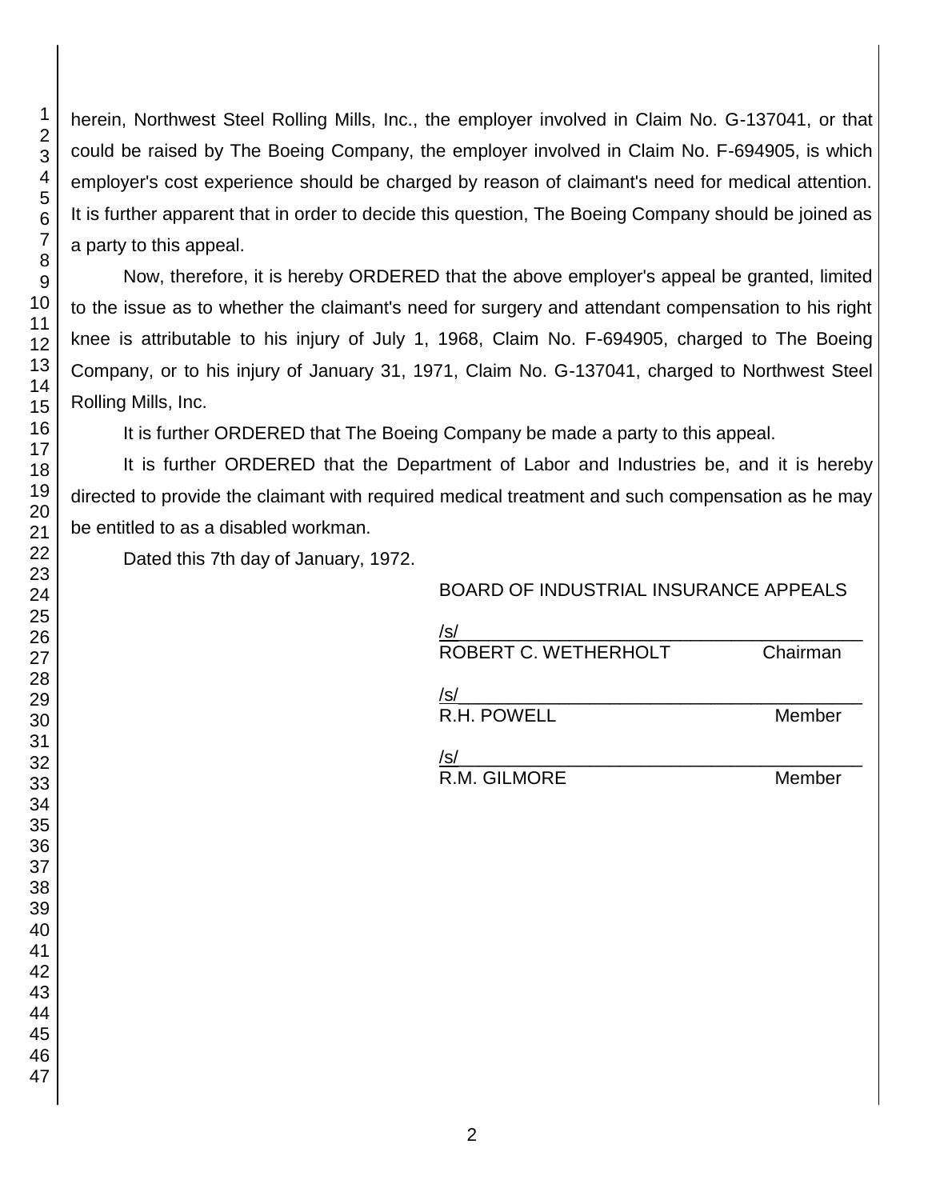herein, Northwest Steel Rolling Mills, Inc., the employer involved in Claim No. G-137041, or that could be raised by The Boeing Company, the employer involved in Claim No. F-694905, is which employer's cost experience should be charged by reason of claimant's need for medical attention. It is further apparent that in order to decide this question, The Boeing Company should be joined as a party to this appeal.

Now, therefore, it is hereby ORDERED that the above employer's appeal be granted, limited to the issue as to whether the claimant's need for surgery and attendant compensation to his right knee is attributable to his injury of July 1, 1968, Claim No. F-694905, charged to The Boeing Company, or to his injury of January 31, 1971, Claim No. G-137041, charged to Northwest Steel Rolling Mills, Inc.

It is further ORDERED that The Boeing Company be made a party to this appeal.

It is further ORDERED that the Department of Labor and Industries be, and it is hereby directed to provide the claimant with required medical treatment and such compensation as he may be entitled to as a disabled workman.

Dated this 7th day of January, 1972.

BOARD OF INDUSTRIAL INSURANCE APPEALS

/s/
ROBERT C. WETHERHOLT Chairman

/s/
R.H. POWELL Member

/s/
R.M. GILMORE Member